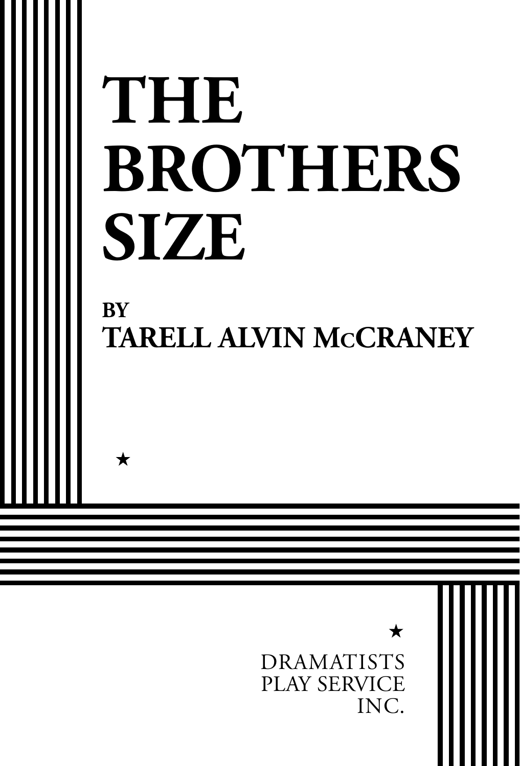# THE BROTHERS SIZE

**BY**
**TARELL ALVIN McCRANEY**

★

★

DRAMATISTS
PLAY SERVICE
INC.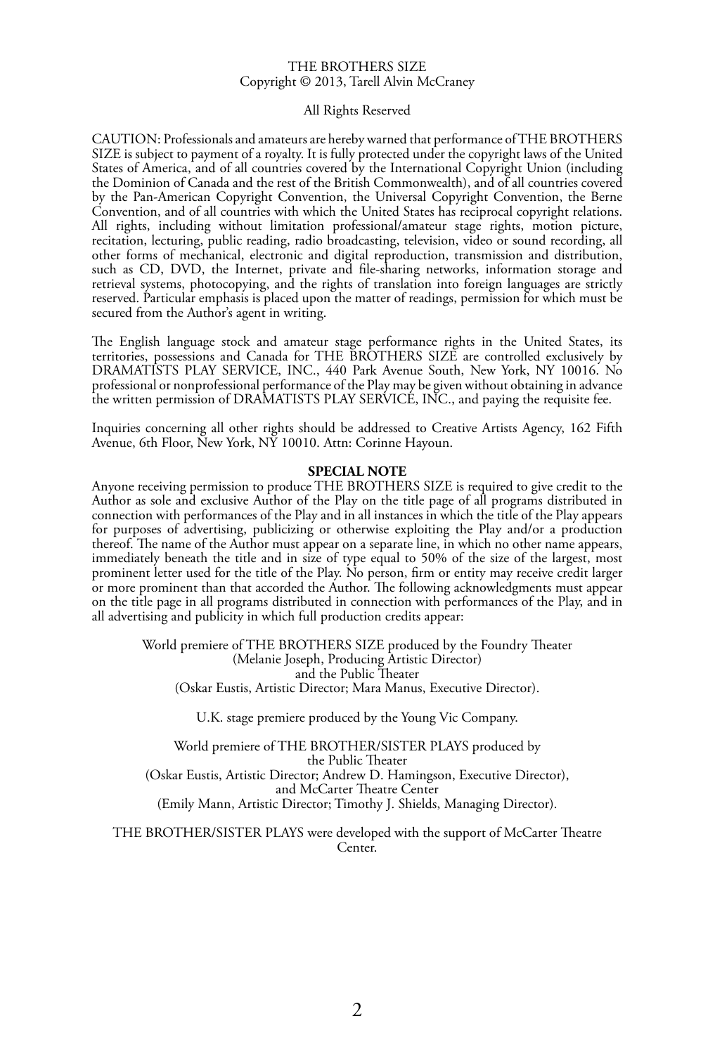THE BROTHERS SIZE
Copyright © 2013, Tarell Alvin McCraney

All Rights Reserved

CAUTION: Professionals and amateurs are hereby warned that performance of THE BROTHERS SIZE is subject to payment of a royalty. It is fully protected under the copyright laws of the United States of America, and of all countries covered by the International Copyright Union (including the Dominion of Canada and the rest of the British Commonwealth), and of all countries covered by the Pan-American Copyright Convention, the Universal Copyright Convention, the Berne Convention, and of all countries with which the United States has reciprocal copyright relations. All rights, including without limitation professional/amateur stage rights, motion picture, recitation, lecturing, public reading, radio broadcasting, television, video or sound recording, all other forms of mechanical, electronic and digital reproduction, transmission and distribution, such as CD, DVD, the Internet, private and file-sharing networks, information storage and retrieval systems, photocopying, and the rights of translation into foreign languages are strictly reserved. Particular emphasis is placed upon the matter of readings, permission for which must be secured from the Author's agent in writing.

The English language stock and amateur stage performance rights in the United States, its territories, possessions and Canada for THE BROTHERS SIZE are controlled exclusively by DRAMATISTS PLAY SERVICE, INC., 440 Park Avenue South, New York, NY 10016. No professional or nonprofessional performance of the Play may be given without obtaining in advance the written permission of DRAMATISTS PLAY SERVICE, INC., and paying the requisite fee.

Inquiries concerning all other rights should be addressed to Creative Artists Agency, 162 Fifth Avenue, 6th Floor, New York, NY 10010. Attn: Corinne Hayoun.

**SPECIAL NOTE**

Anyone receiving permission to produce THE BROTHERS SIZE is required to give credit to the Author as sole and exclusive Author of the Play on the title page of all programs distributed in connection with performances of the Play and in all instances in which the title of the Play appears for purposes of advertising, publicizing or otherwise exploiting the Play and/or a production thereof. The name of the Author must appear on a separate line, in which no other name appears, immediately beneath the title and in size of type equal to 50% of the size of the largest, most prominent letter used for the title of the Play. No person, firm or entity may receive credit larger or more prominent than that accorded the Author. The following acknowledgments must appear on the title page in all programs distributed in connection with performances of the Play, and in all advertising and publicity in which full production credits appear:

World premiere of THE BROTHERS SIZE produced by the Foundry Theater
(Melanie Joseph, Producing Artistic Director)
and the Public Theater
(Oskar Eustis, Artistic Director; Mara Manus, Executive Director).

U.K. stage premiere produced by the Young Vic Company.

World premiere of THE BROTHER/SISTER PLAYS produced by
the Public Theater
(Oskar Eustis, Artistic Director; Andrew D. Hamingson, Executive Director),
and McCarter Theatre Center
(Emily Mann, Artistic Director; Timothy J. Shields, Managing Director).

THE BROTHER/SISTER PLAYS were developed with the support of McCarter Theatre Center.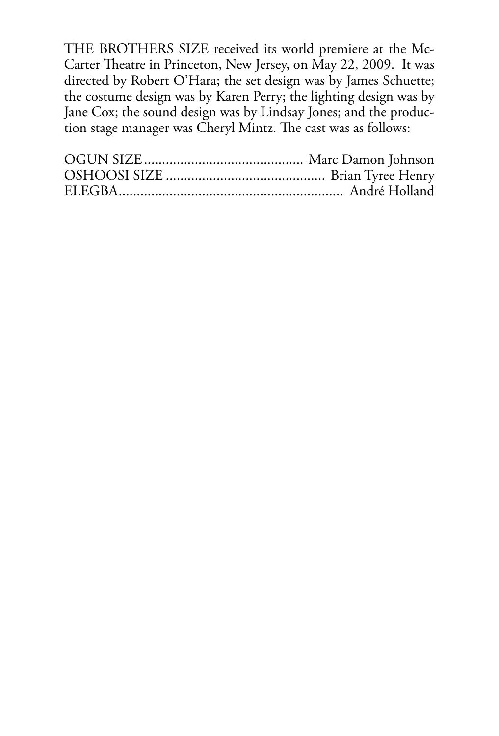THE BROTHERS SIZE received its world premiere at the McCarter Theatre in Princeton, New Jersey, on May 22, 2009. It was directed by Robert O'Hara; the set design was by James Schuette; the costume design was by Karen Perry; the lighting design was by Jane Cox; the sound design was by Lindsay Jones; and the production stage manager was Cheryl Mintz. The cast was as follows:

OGUN SIZE ............................................ Marc Damon Johnson
OSHOOSI SIZE ............................................ Brian Tyree Henry
ELEGBA............................................................ André Holland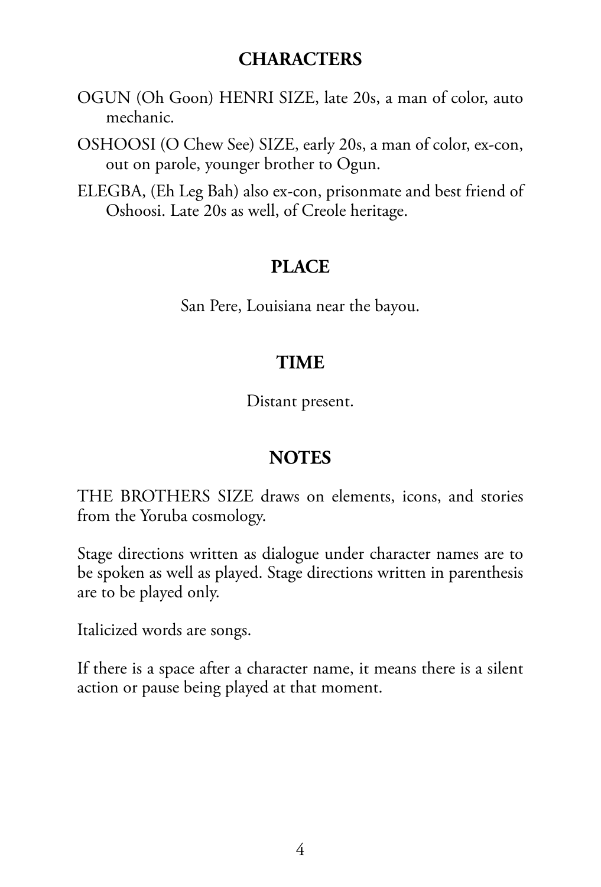## CHARACTERS

OGUN (Oh Goon) HENRI SIZE, late 20s, a man of color, auto mechanic.

OSHOOSI (O Chew See) SIZE, early 20s, a man of color, ex-con, out on parole, younger brother to Ogun.

ELEGBA, (Eh Leg Bah) also ex-con, prisonmate and best friend of Oshoosi. Late 20s as well, of Creole heritage.

## PLACE

San Pere, Louisiana near the bayou.

## TIME

Distant present.

## NOTES

THE BROTHERS SIZE draws on elements, icons, and stories from the Yoruba cosmology.

Stage directions written as dialogue under character names are to be spoken as well as played. Stage directions written in parenthesis are to be played only.

Italicized words are songs.

If there is a space after a character name, it means there is a silent action or pause being played at that moment.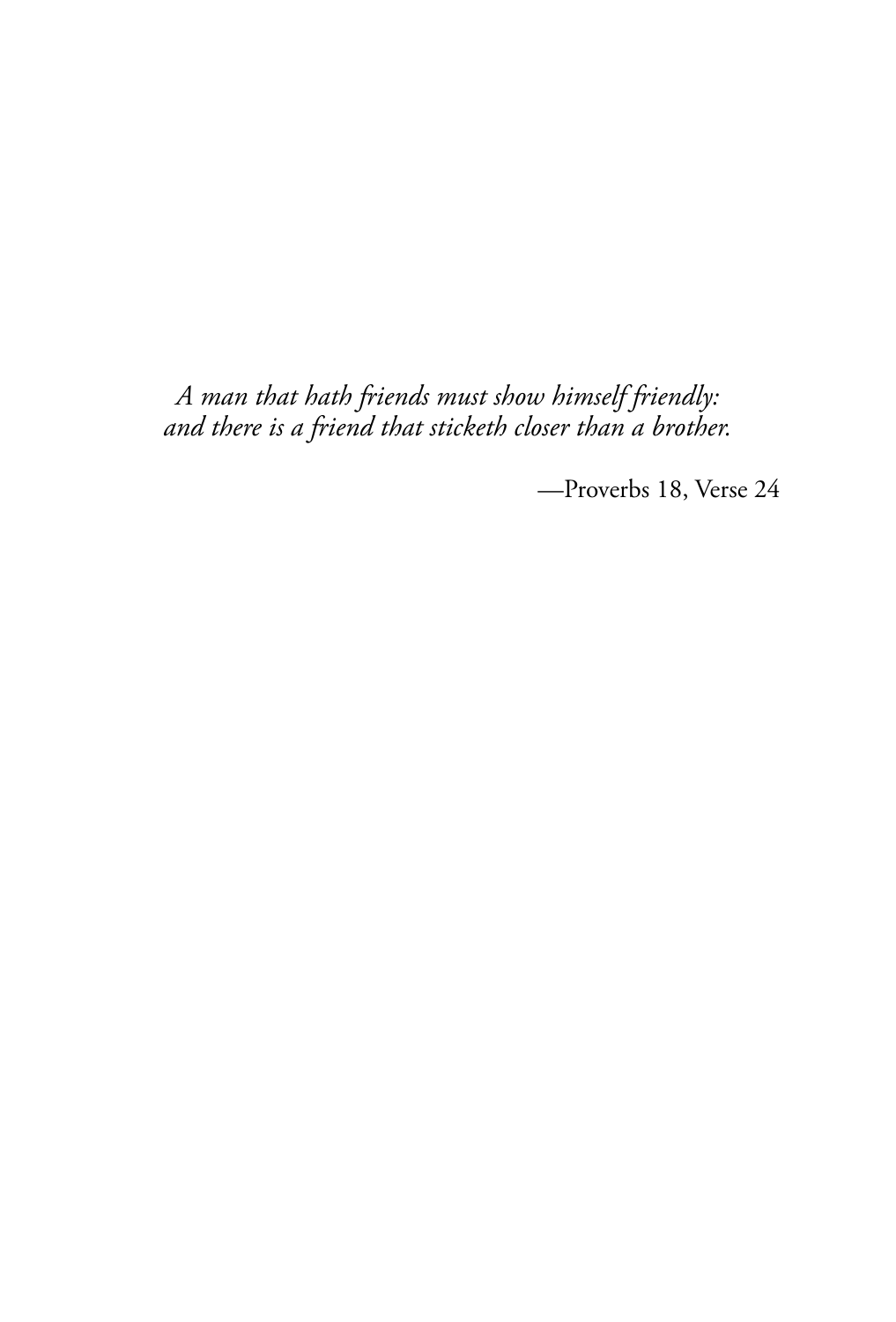*A man that hath friends must show himself friendly:*
*and there is a friend that sticketh closer than a brother.*

—Proverbs 18, Verse 24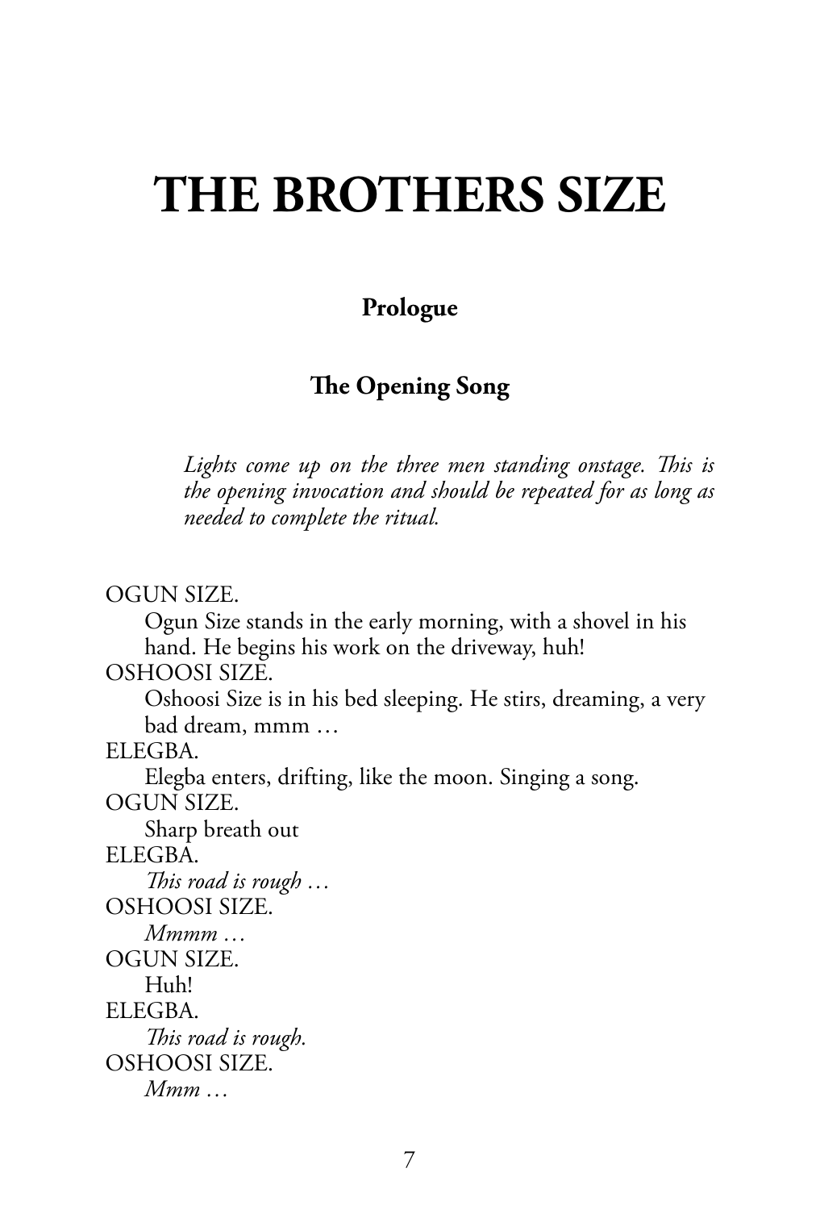# THE BROTHERS SIZE

### Prologue

### The Opening Song

*Lights come up on the three men standing onstage. This is the opening invocation and should be repeated for as long as needed to complete the ritual.*

OGUN SIZE.
Ogun Size stands in the early morning, with a shovel in his hand. He begins his work on the driveway, huh!

OSHOOSI SIZE.
Oshoosi Size is in his bed sleeping. He stirs, dreaming, a very bad dream, mmm …

ELEGBA.
Elegba enters, drifting, like the moon. Singing a song.

OGUN SIZE.
Sharp breath out

ELEGBA.
*This road is rough …*

OSHOOSI SIZE.
*Mmmm …*

OGUN SIZE.
Huh!

ELEGBA.
*This road is rough.*

OSHOOSI SIZE.
*Mmm …*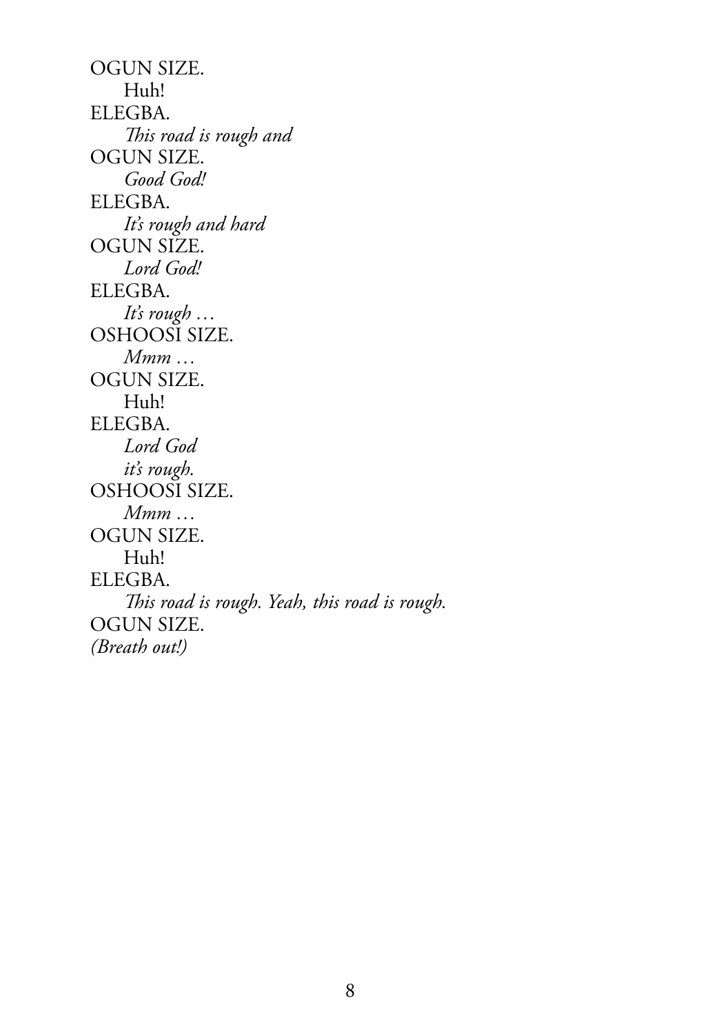OGUN SIZE.
 Huh!

ELEGBA.
 *This road is rough and*

OGUN SIZE.
 *Good God!*

ELEGBA.
 *It's rough and hard*

OGUN SIZE.
 *Lord God!*

ELEGBA.
 *It's rough …*

OSHOOSI SIZE.
 *Mmm …*

OGUN SIZE.
 Huh!

ELEGBA.
 *Lord God*
 *it's rough.*

OSHOOSI SIZE.
 *Mmm …*

OGUN SIZE.
 Huh!

ELEGBA.
 *This road is rough. Yeah, this road is rough.*

OGUN SIZE.
*(Breath out!)*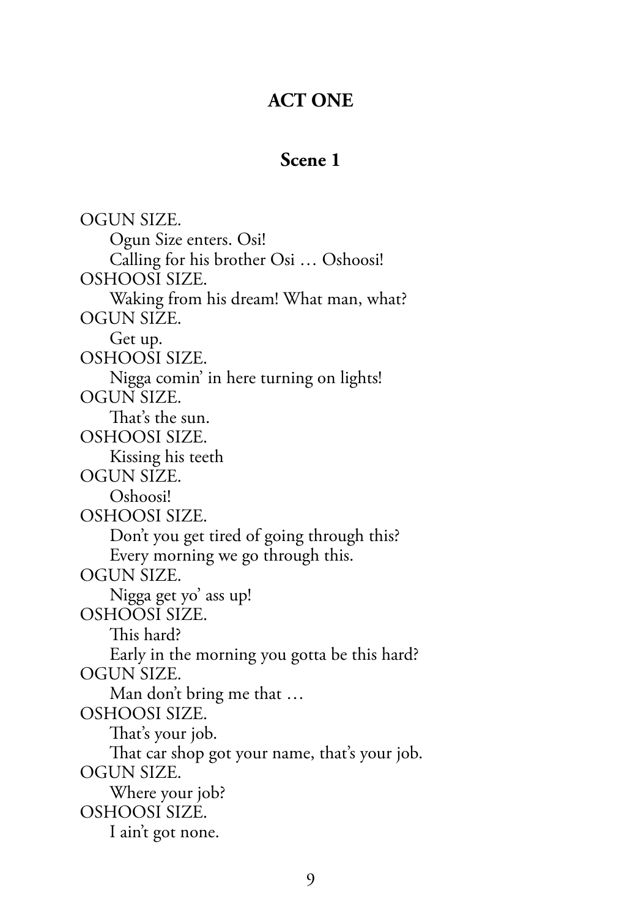## ACT ONE

### Scene 1

OGUN SIZE.
    Ogun Size enters. Osi!
    Calling for his brother Osi … Oshoosi!
OSHOOSI SIZE.
    Waking from his dream! What man, what?
OGUN SIZE.
    Get up.
OSHOOSI SIZE.
    Nigga comin' in here turning on lights!
OGUN SIZE.
    That's the sun.
OSHOOSI SIZE.
    Kissing his teeth
OGUN SIZE.
    Oshoosi!
OSHOOSI SIZE.
    Don't you get tired of going through this?
    Every morning we go through this.
OGUN SIZE.
    Nigga get yo' ass up!
OSHOOSI SIZE.
    This hard?
    Early in the morning you gotta be this hard?
OGUN SIZE.
    Man don't bring me that …
OSHOOSI SIZE.
    That's your job.
    That car shop got your name, that's your job.
OGUN SIZE.
    Where your job?
OSHOOSI SIZE.
    I ain't got none.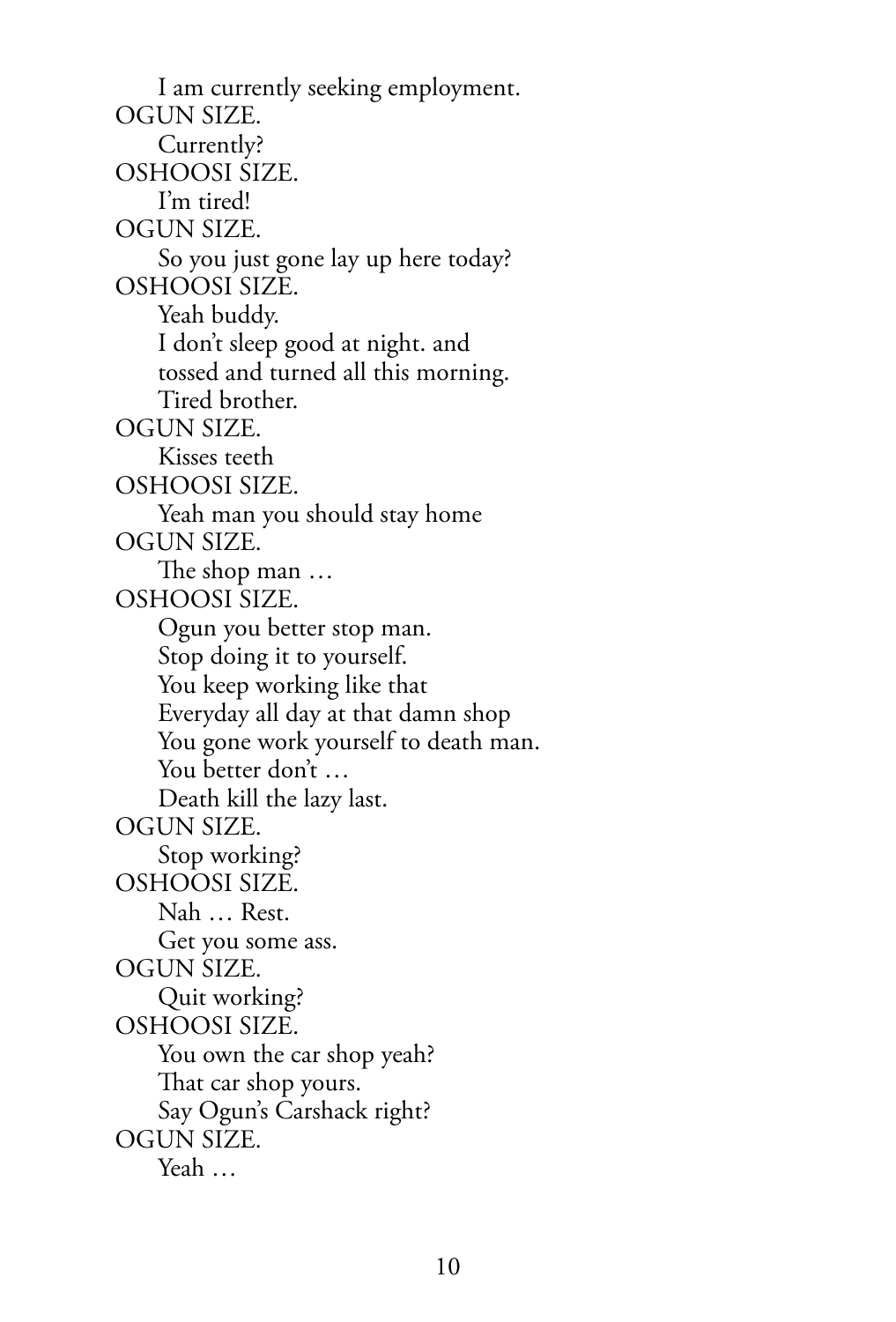I am currently seeking employment.

OGUN SIZE.

Currently?

OSHOOSI SIZE.

I'm tired!

OGUN SIZE.

So you just gone lay up here today?

OSHOOSI SIZE.

Yeah buddy.
I don't sleep good at night. and
tossed and turned all this morning.
Tired brother.

OGUN SIZE.

Kisses teeth

OSHOOSI SIZE.

Yeah man you should stay home

OGUN SIZE.

The shop man …

OSHOOSI SIZE.

Ogun you better stop man.
Stop doing it to yourself.
You keep working like that
Everyday all day at that damn shop
You gone work yourself to death man.
You better don't …
Death kill the lazy last.

OGUN SIZE.

Stop working?

OSHOOSI SIZE.

Nah … Rest.
Get you some ass.

OGUN SIZE.

Quit working?

OSHOOSI SIZE.

You own the car shop yeah?
That car shop yours.
Say Ogun's Carshack right?

OGUN SIZE.

Yeah …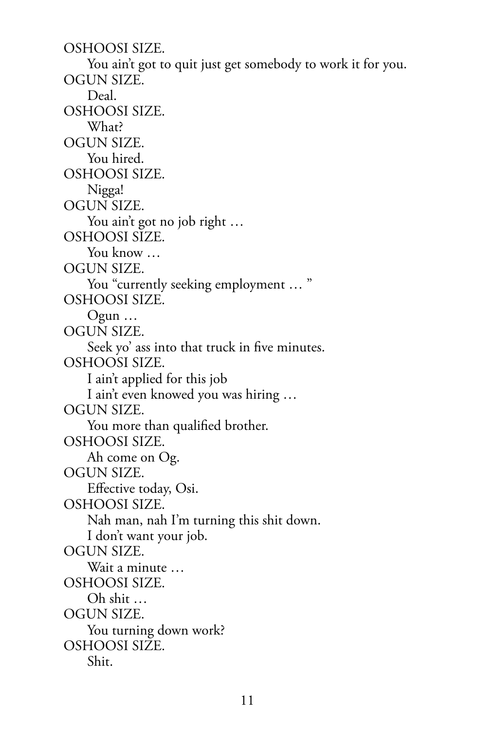OSHOOSI SIZE.
You ain't got to quit just get somebody to work it for you.
OGUN SIZE.
Deal.
OSHOOSI SIZE.
What?
OGUN SIZE.
You hired.
OSHOOSI SIZE.
Nigga!
OGUN SIZE.
You ain't got no job right …
OSHOOSI SIZE.
You know …
OGUN SIZE.
You "currently seeking employment … "
OSHOOSI SIZE.
Ogun …
OGUN SIZE.
Seek yo' ass into that truck in five minutes.
OSHOOSI SIZE.
I ain't applied for this job
I ain't even knowed you was hiring …
OGUN SIZE.
You more than qualified brother.
OSHOOSI SIZE.
Ah come on Og.
OGUN SIZE.
Effective today, Osi.
OSHOOSI SIZE.
Nah man, nah I'm turning this shit down.
I don't want your job.
OGUN SIZE.
Wait a minute …
OSHOOSI SIZE.
Oh shit …
OGUN SIZE.
You turning down work?
OSHOOSI SIZE.
Shit.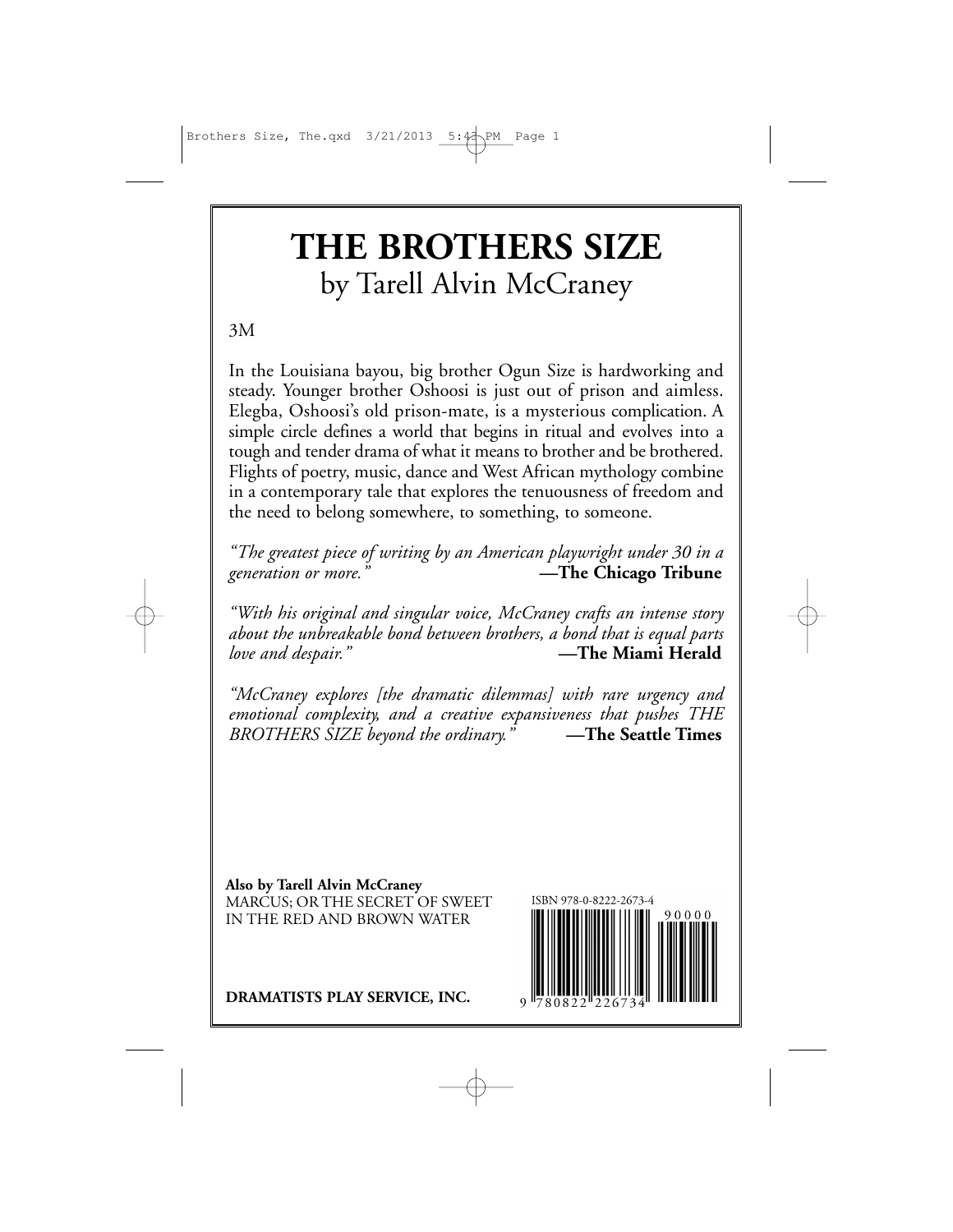# THE BROTHERS SIZE

by Tarell Alvin McCraney

3M

In the Louisiana bayou, big brother Ogun Size is hardworking and steady. Younger brother Oshoosi is just out of prison and aimless. Elegba, Oshoosi's old prison-mate, is a mysterious complication. A simple circle defines a world that begins in ritual and evolves into a tough and tender drama of what it means to brother and be brothered. Flights of poetry, music, dance and West African mythology combine in a contemporary tale that explores the tenuousness of freedom and the need to belong somewhere, to something, to someone.

*"The greatest piece of writing by an American playwright under 30 in a generation or more."* **—The Chicago Tribune**

*"With his original and singular voice, McCraney crafts an intense story about the unbreakable bond between brothers, a bond that is equal parts love and despair."* **—The Miami Herald**

*"McCraney explores [the dramatic dilemmas] with rare urgency and emotional complexity, and a creative expansiveness that pushes THE BROTHERS SIZE beyond the ordinary."* **—The Seattle Times**

**Also by Tarell Alvin McCraney**
MARCUS; OR THE SECRET OF SWEET
IN THE RED AND BROWN WATER

ISBN 978-0-8222-2673-4

9 780822 226734 90000

**DRAMATISTS PLAY SERVICE, INC.**